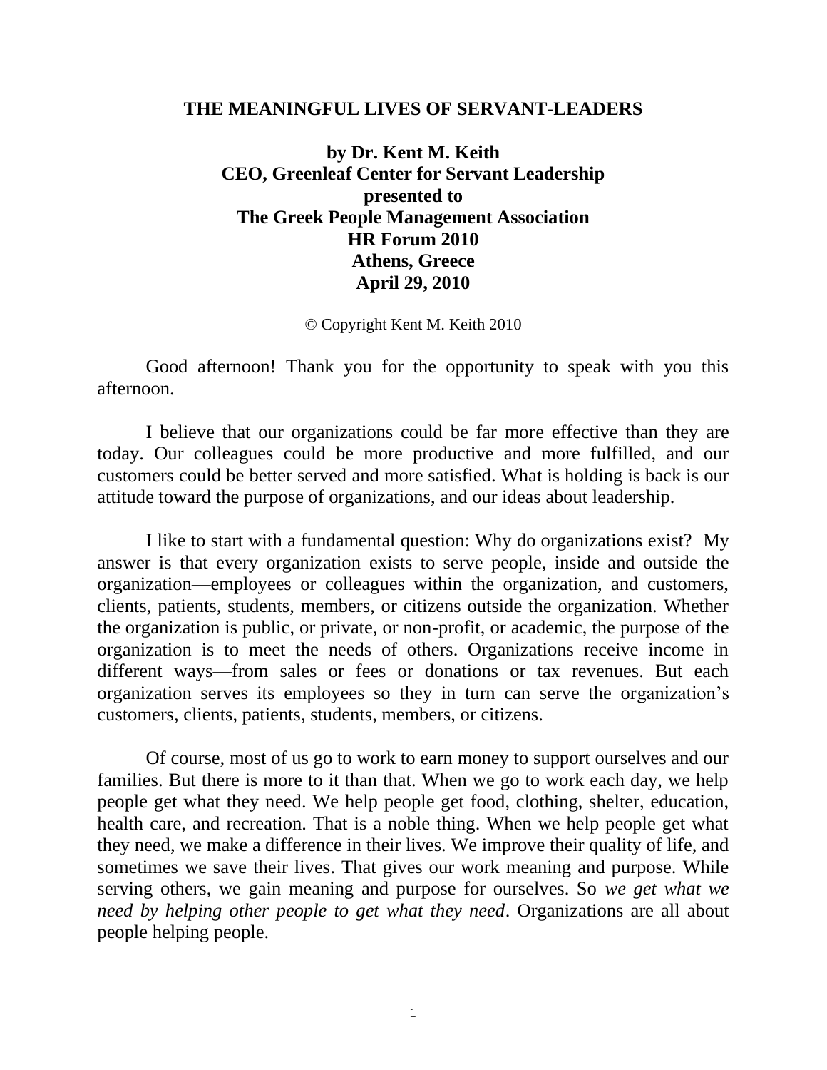# THE MEANINGFUL LIVES OF SERVANT-LEADERS

**by Dr. Kent M. Keith**
**CEO, Greenleaf Center for Servant Leadership**
**presented to**
**The Greek People Management Association**
**HR Forum 2010**
**Athens, Greece**
**April 29, 2010**

© Copyright Kent M. Keith 2010

Good afternoon! Thank you for the opportunity to speak with you this afternoon.

I believe that our organizations could be far more effective than they are today. Our colleagues could be more productive and more fulfilled, and our customers could be better served and more satisfied. What is holding is back is our attitude toward the purpose of organizations, and our ideas about leadership.

I like to start with a fundamental question: Why do organizations exist? My answer is that every organization exists to serve people, inside and outside the organization—employees or colleagues within the organization, and customers, clients, patients, students, members, or citizens outside the organization. Whether the organization is public, or private, or non-profit, or academic, the purpose of the organization is to meet the needs of others. Organizations receive income in different ways—from sales or fees or donations or tax revenues. But each organization serves its employees so they in turn can serve the organization's customers, clients, patients, students, members, or citizens.

Of course, most of us go to work to earn money to support ourselves and our families. But there is more to it than that. When we go to work each day, we help people get what they need. We help people get food, clothing, shelter, education, health care, and recreation. That is a noble thing. When we help people get what they need, we make a difference in their lives. We improve their quality of life, and sometimes we save their lives. That gives our work meaning and purpose. While serving others, we gain meaning and purpose for ourselves. So *we get what we need by helping other people to get what they need*. Organizations are all about people helping people.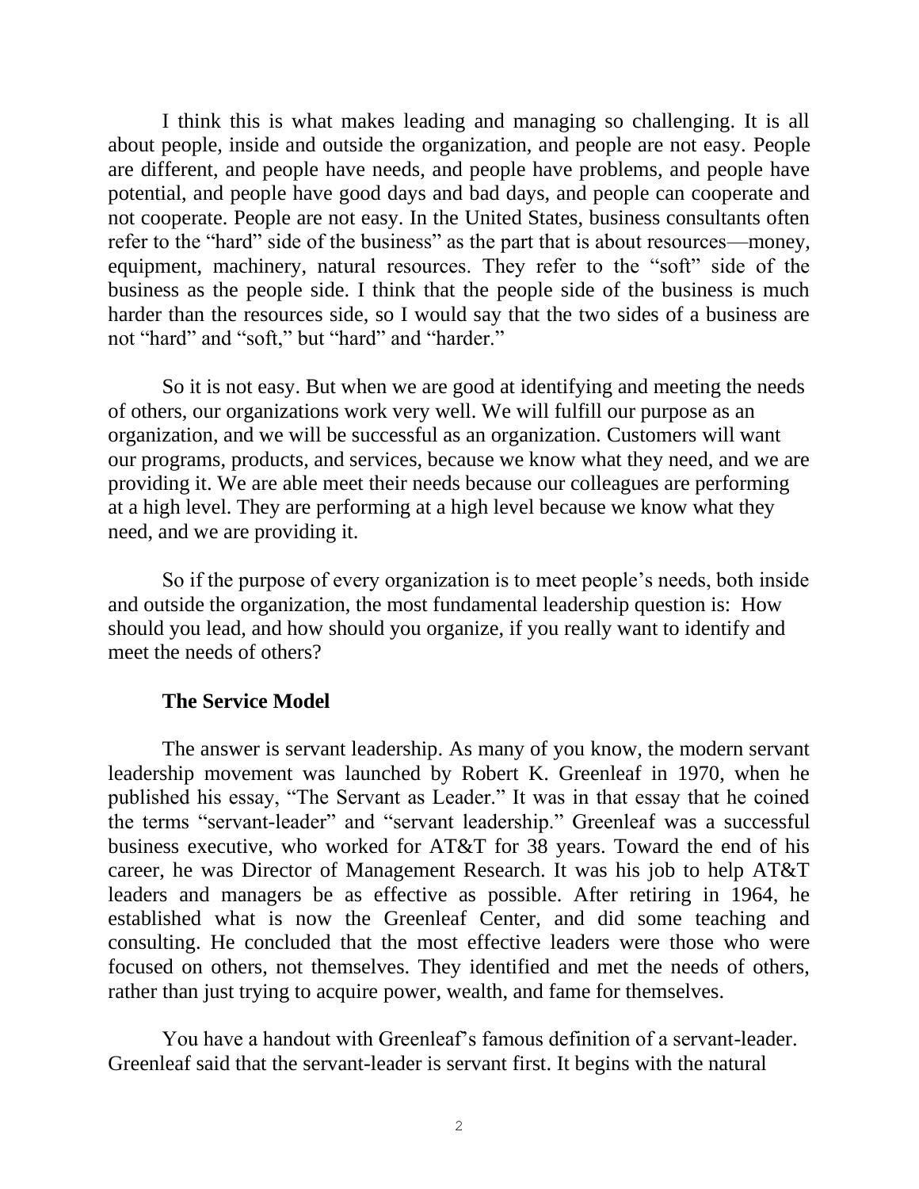I think this is what makes leading and managing so challenging. It is all about people, inside and outside the organization, and people are not easy. People are different, and people have needs, and people have problems, and people have potential, and people have good days and bad days, and people can cooperate and not cooperate. People are not easy. In the United States, business consultants often refer to the "hard" side of the business" as the part that is about resources—money, equipment, machinery, natural resources. They refer to the "soft" side of the business as the people side. I think that the people side of the business is much harder than the resources side, so I would say that the two sides of a business are not "hard" and "soft," but "hard" and "harder."

So it is not easy. But when we are good at identifying and meeting the needs of others, our organizations work very well. We will fulfill our purpose as an organization, and we will be successful as an organization. Customers will want our programs, products, and services, because we know what they need, and we are providing it. We are able meet their needs because our colleagues are performing at a high level. They are performing at a high level because we know what they need, and we are providing it.

So if the purpose of every organization is to meet people's needs, both inside and outside the organization, the most fundamental leadership question is: How should you lead, and how should you organize, if you really want to identify and meet the needs of others?

**The Service Model**

The answer is servant leadership. As many of you know, the modern servant leadership movement was launched by Robert K. Greenleaf in 1970, when he published his essay, "The Servant as Leader." It was in that essay that he coined the terms "servant-leader" and "servant leadership." Greenleaf was a successful business executive, who worked for AT&T for 38 years. Toward the end of his career, he was Director of Management Research. It was his job to help AT&T leaders and managers be as effective as possible. After retiring in 1964, he established what is now the Greenleaf Center, and did some teaching and consulting. He concluded that the most effective leaders were those who were focused on others, not themselves. They identified and met the needs of others, rather than just trying to acquire power, wealth, and fame for themselves.

You have a handout with Greenleaf's famous definition of a servant-leader. Greenleaf said that the servant-leader is servant first. It begins with the natural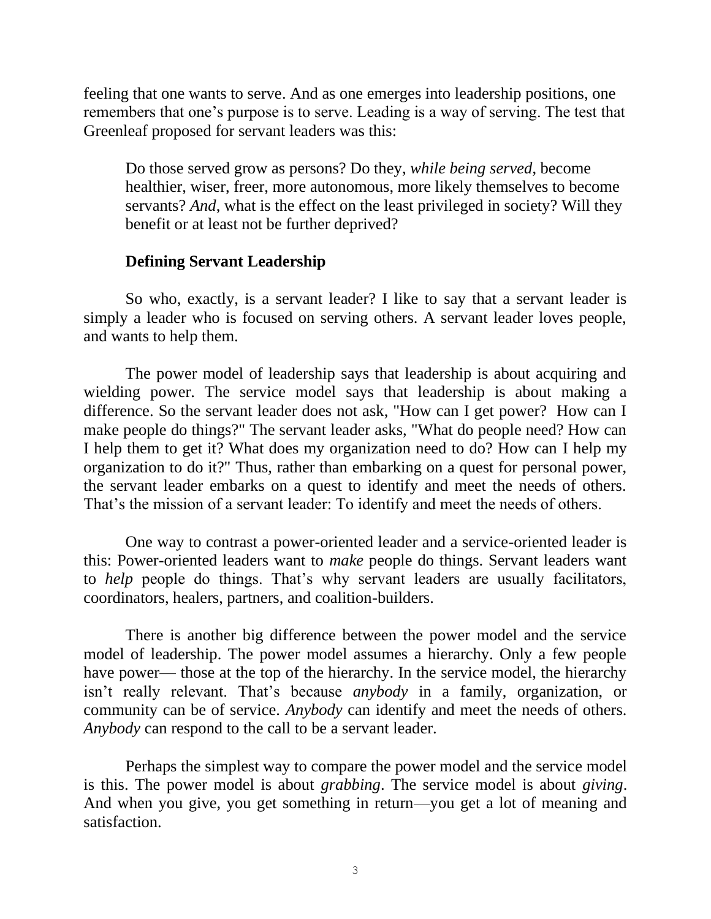feeling that one wants to serve. And as one emerges into leadership positions, one remembers that one's purpose is to serve. Leading is a way of serving. The test that Greenleaf proposed for servant leaders was this:

> Do those served grow as persons? Do they, *while being served*, become healthier, wiser, freer, more autonomous, more likely themselves to become servants? *And*, what is the effect on the least privileged in society? Will they benefit or at least not be further deprived?

**Defining Servant Leadership**

So who, exactly, is a servant leader? I like to say that a servant leader is simply a leader who is focused on serving others. A servant leader loves people, and wants to help them.

The power model of leadership says that leadership is about acquiring and wielding power. The service model says that leadership is about making a difference. So the servant leader does not ask, "How can I get power? How can I make people do things?" The servant leader asks, "What do people need? How can I help them to get it? What does my organization need to do? How can I help my organization to do it?" Thus, rather than embarking on a quest for personal power, the servant leader embarks on a quest to identify and meet the needs of others. That's the mission of a servant leader: To identify and meet the needs of others.

One way to contrast a power-oriented leader and a service-oriented leader is this: Power-oriented leaders want to *make* people do things. Servant leaders want to *help* people do things. That's why servant leaders are usually facilitators, coordinators, healers, partners, and coalition-builders.

There is another big difference between the power model and the service model of leadership. The power model assumes a hierarchy. Only a few people have power— those at the top of the hierarchy. In the service model, the hierarchy isn't really relevant. That's because *anybody* in a family, organization, or community can be of service. *Anybody* can identify and meet the needs of others. *Anybody* can respond to the call to be a servant leader.

Perhaps the simplest way to compare the power model and the service model is this. The power model is about *grabbing*. The service model is about *giving*. And when you give, you get something in return—you get a lot of meaning and satisfaction.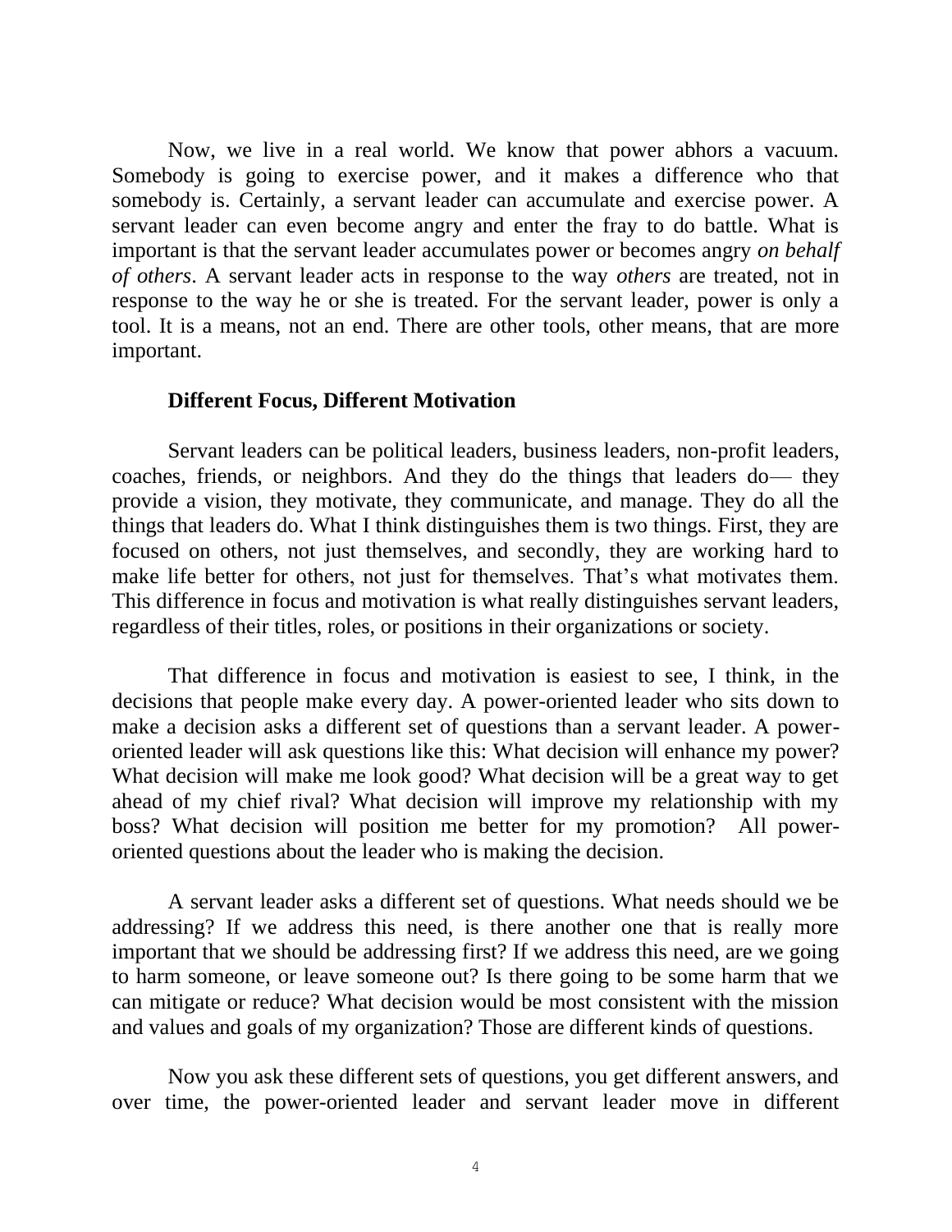Now, we live in a real world. We know that power abhors a vacuum. Somebody is going to exercise power, and it makes a difference who that somebody is. Certainly, a servant leader can accumulate and exercise power. A servant leader can even become angry and enter the fray to do battle. What is important is that the servant leader accumulates power or becomes angry *on behalf of others*. A servant leader acts in response to the way *others* are treated, not in response to the way he or she is treated. For the servant leader, power is only a tool. It is a means, not an end. There are other tools, other means, that are more important.

## Different Focus, Different Motivation

Servant leaders can be political leaders, business leaders, non-profit leaders, coaches, friends, or neighbors. And they do the things that leaders do— they provide a vision, they motivate, they communicate, and manage. They do all the things that leaders do. What I think distinguishes them is two things. First, they are focused on others, not just themselves, and secondly, they are working hard to make life better for others, not just for themselves. That's what motivates them. This difference in focus and motivation is what really distinguishes servant leaders, regardless of their titles, roles, or positions in their organizations or society.

That difference in focus and motivation is easiest to see, I think, in the decisions that people make every day. A power-oriented leader who sits down to make a decision asks a different set of questions than a servant leader. A power-oriented leader will ask questions like this: What decision will enhance my power? What decision will make me look good? What decision will be a great way to get ahead of my chief rival? What decision will improve my relationship with my boss? What decision will position me better for my promotion? All power-oriented questions about the leader who is making the decision.

A servant leader asks a different set of questions. What needs should we be addressing? If we address this need, is there another one that is really more important that we should be addressing first? If we address this need, are we going to harm someone, or leave someone out? Is there going to be some harm that we can mitigate or reduce? What decision would be most consistent with the mission and values and goals of my organization? Those are different kinds of questions.

Now you ask these different sets of questions, you get different answers, and over time, the power-oriented leader and servant leader move in different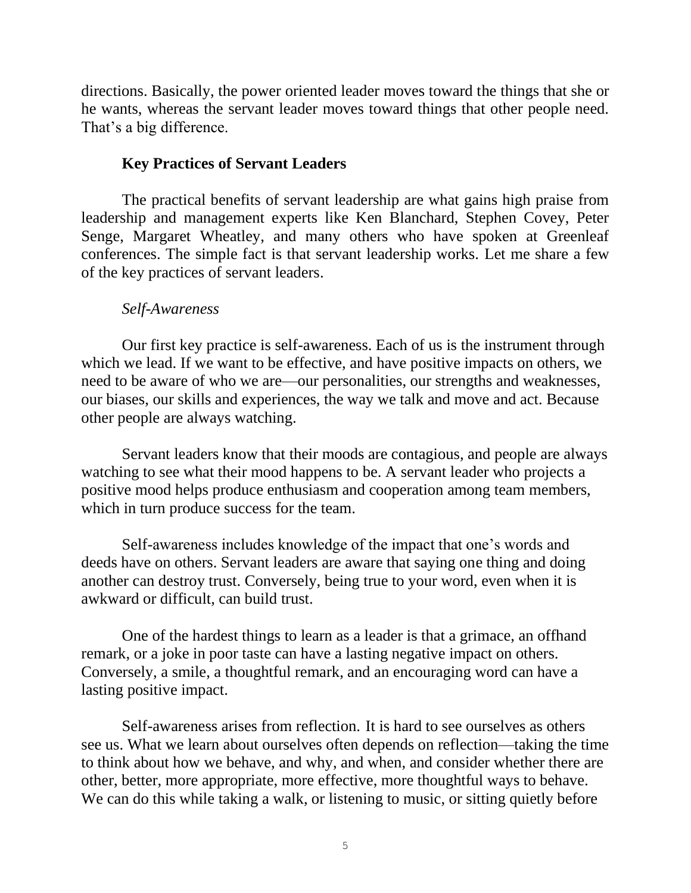directions. Basically, the power oriented leader moves toward the things that she or he wants, whereas the servant leader moves toward things that other people need. That's a big difference.

## Key Practices of Servant Leaders

The practical benefits of servant leadership are what gains high praise from leadership and management experts like Ken Blanchard, Stephen Covey, Peter Senge, Margaret Wheatley, and many others who have spoken at Greenleaf conferences. The simple fact is that servant leadership works. Let me share a few of the key practices of servant leaders.

### *Self-Awareness*

Our first key practice is self-awareness. Each of us is the instrument through which we lead. If we want to be effective, and have positive impacts on others, we need to be aware of who we are—our personalities, our strengths and weaknesses, our biases, our skills and experiences, the way we talk and move and act. Because other people are always watching.

Servant leaders know that their moods are contagious, and people are always watching to see what their mood happens to be. A servant leader who projects a positive mood helps produce enthusiasm and cooperation among team members, which in turn produce success for the team.

Self-awareness includes knowledge of the impact that one's words and deeds have on others. Servant leaders are aware that saying one thing and doing another can destroy trust. Conversely, being true to your word, even when it is awkward or difficult, can build trust.

One of the hardest things to learn as a leader is that a grimace, an offhand remark, or a joke in poor taste can have a lasting negative impact on others. Conversely, a smile, a thoughtful remark, and an encouraging word can have a lasting positive impact.

Self-awareness arises from reflection. It is hard to see ourselves as others see us. What we learn about ourselves often depends on reflection—taking the time to think about how we behave, and why, and when, and consider whether there are other, better, more appropriate, more effective, more thoughtful ways to behave. We can do this while taking a walk, or listening to music, or sitting quietly before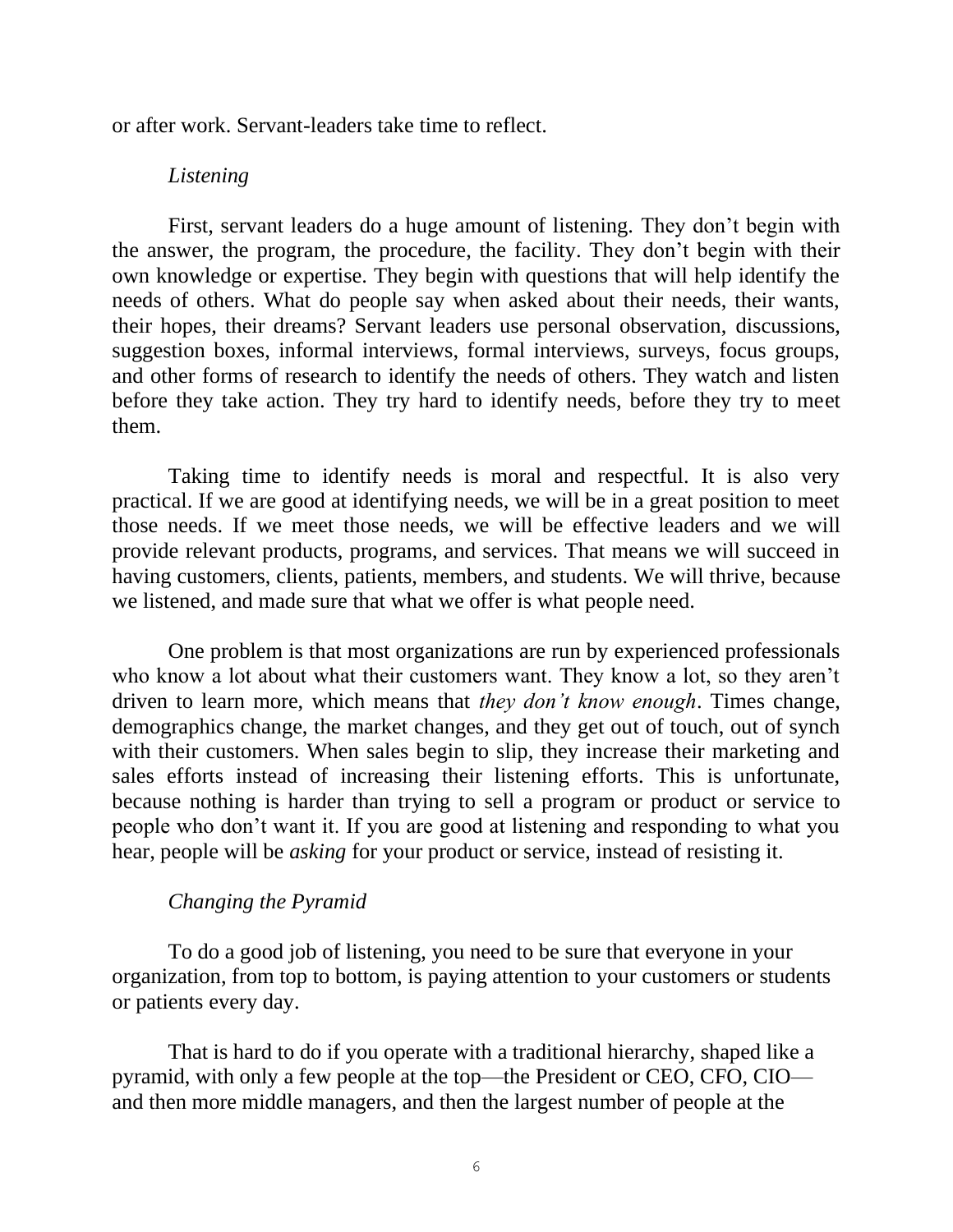or after work. Servant-leaders take time to reflect.

### *Listening*

First, servant leaders do a huge amount of listening. They don't begin with the answer, the program, the procedure, the facility. They don't begin with their own knowledge or expertise. They begin with questions that will help identify the needs of others. What do people say when asked about their needs, their wants, their hopes, their dreams? Servant leaders use personal observation, discussions, suggestion boxes, informal interviews, formal interviews, surveys, focus groups, and other forms of research to identify the needs of others. They watch and listen before they take action. They try hard to identify needs, before they try to meet them.

Taking time to identify needs is moral and respectful. It is also very practical. If we are good at identifying needs, we will be in a great position to meet those needs. If we meet those needs, we will be effective leaders and we will provide relevant products, programs, and services. That means we will succeed in having customers, clients, patients, members, and students. We will thrive, because we listened, and made sure that what we offer is what people need.

One problem is that most organizations are run by experienced professionals who know a lot about what their customers want. They know a lot, so they aren't driven to learn more, which means that *they don't know enough*. Times change, demographics change, the market changes, and they get out of touch, out of synch with their customers. When sales begin to slip, they increase their marketing and sales efforts instead of increasing their listening efforts. This is unfortunate, because nothing is harder than trying to sell a program or product or service to people who don't want it. If you are good at listening and responding to what you hear, people will be *asking* for your product or service, instead of resisting it.

### *Changing the Pyramid*

To do a good job of listening, you need to be sure that everyone in your organization, from top to bottom, is paying attention to your customers or students or patients every day.

That is hard to do if you operate with a traditional hierarchy, shaped like a pyramid, with only a few people at the top—the President or CEO, CFO, CIO—and then more middle managers, and then the largest number of people at the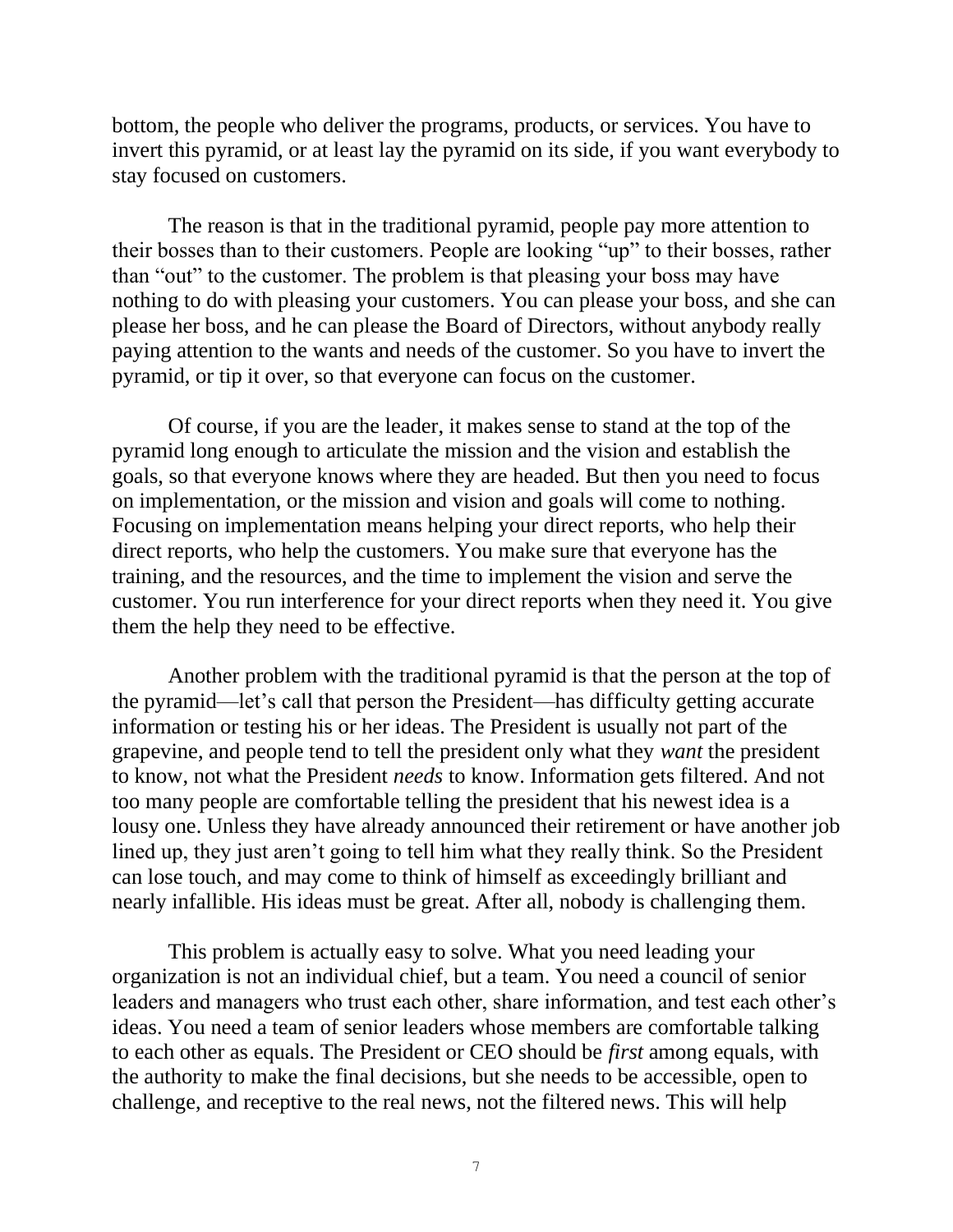bottom, the people who deliver the programs, products, or services. You have to invert this pyramid, or at least lay the pyramid on its side, if you want everybody to stay focused on customers.

The reason is that in the traditional pyramid, people pay more attention to their bosses than to their customers. People are looking "up" to their bosses, rather than "out" to the customer. The problem is that pleasing your boss may have nothing to do with pleasing your customers. You can please your boss, and she can please her boss, and he can please the Board of Directors, without anybody really paying attention to the wants and needs of the customer. So you have to invert the pyramid, or tip it over, so that everyone can focus on the customer.

Of course, if you are the leader, it makes sense to stand at the top of the pyramid long enough to articulate the mission and the vision and establish the goals, so that everyone knows where they are headed. But then you need to focus on implementation, or the mission and vision and goals will come to nothing. Focusing on implementation means helping your direct reports, who help their direct reports, who help the customers. You make sure that everyone has the training, and the resources, and the time to implement the vision and serve the customer. You run interference for your direct reports when they need it. You give them the help they need to be effective.

Another problem with the traditional pyramid is that the person at the top of the pyramid—let's call that person the President—has difficulty getting accurate information or testing his or her ideas. The President is usually not part of the grapevine, and people tend to tell the president only what they *want* the president to know, not what the President *needs* to know. Information gets filtered. And not too many people are comfortable telling the president that his newest idea is a lousy one. Unless they have already announced their retirement or have another job lined up, they just aren't going to tell him what they really think. So the President can lose touch, and may come to think of himself as exceedingly brilliant and nearly infallible. His ideas must be great. After all, nobody is challenging them.

This problem is actually easy to solve. What you need leading your organization is not an individual chief, but a team. You need a council of senior leaders and managers who trust each other, share information, and test each other's ideas. You need a team of senior leaders whose members are comfortable talking to each other as equals. The President or CEO should be *first* among equals, with the authority to make the final decisions, but she needs to be accessible, open to challenge, and receptive to the real news, not the filtered news. This will help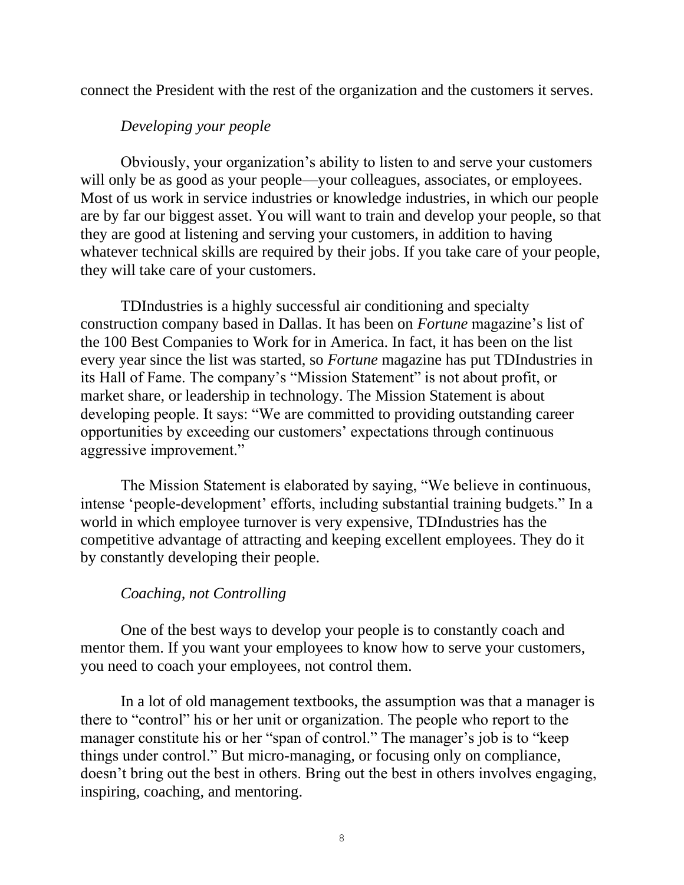connect the President with the rest of the organization and the customers it serves.

*Developing your people*

Obviously, your organization's ability to listen to and serve your customers will only be as good as your people—your colleagues, associates, or employees. Most of us work in service industries or knowledge industries, in which our people are by far our biggest asset. You will want to train and develop your people, so that they are good at listening and serving your customers, in addition to having whatever technical skills are required by their jobs. If you take care of your people, they will take care of your customers.

TDIndustries is a highly successful air conditioning and specialty construction company based in Dallas. It has been on *Fortune* magazine's list of the 100 Best Companies to Work for in America. In fact, it has been on the list every year since the list was started, so *Fortune* magazine has put TDIndustries in its Hall of Fame. The company's "Mission Statement" is not about profit, or market share, or leadership in technology. The Mission Statement is about developing people. It says: "We are committed to providing outstanding career opportunities by exceeding our customers' expectations through continuous aggressive improvement."

The Mission Statement is elaborated by saying, "We believe in continuous, intense 'people-development' efforts, including substantial training budgets." In a world in which employee turnover is very expensive, TDIndustries has the competitive advantage of attracting and keeping excellent employees. They do it by constantly developing their people.

*Coaching, not Controlling*

One of the best ways to develop your people is to constantly coach and mentor them. If you want your employees to know how to serve your customers, you need to coach your employees, not control them.

In a lot of old management textbooks, the assumption was that a manager is there to "control" his or her unit or organization. The people who report to the manager constitute his or her "span of control." The manager's job is to "keep things under control." But micro-managing, or focusing only on compliance, doesn't bring out the best in others. Bring out the best in others involves engaging, inspiring, coaching, and mentoring.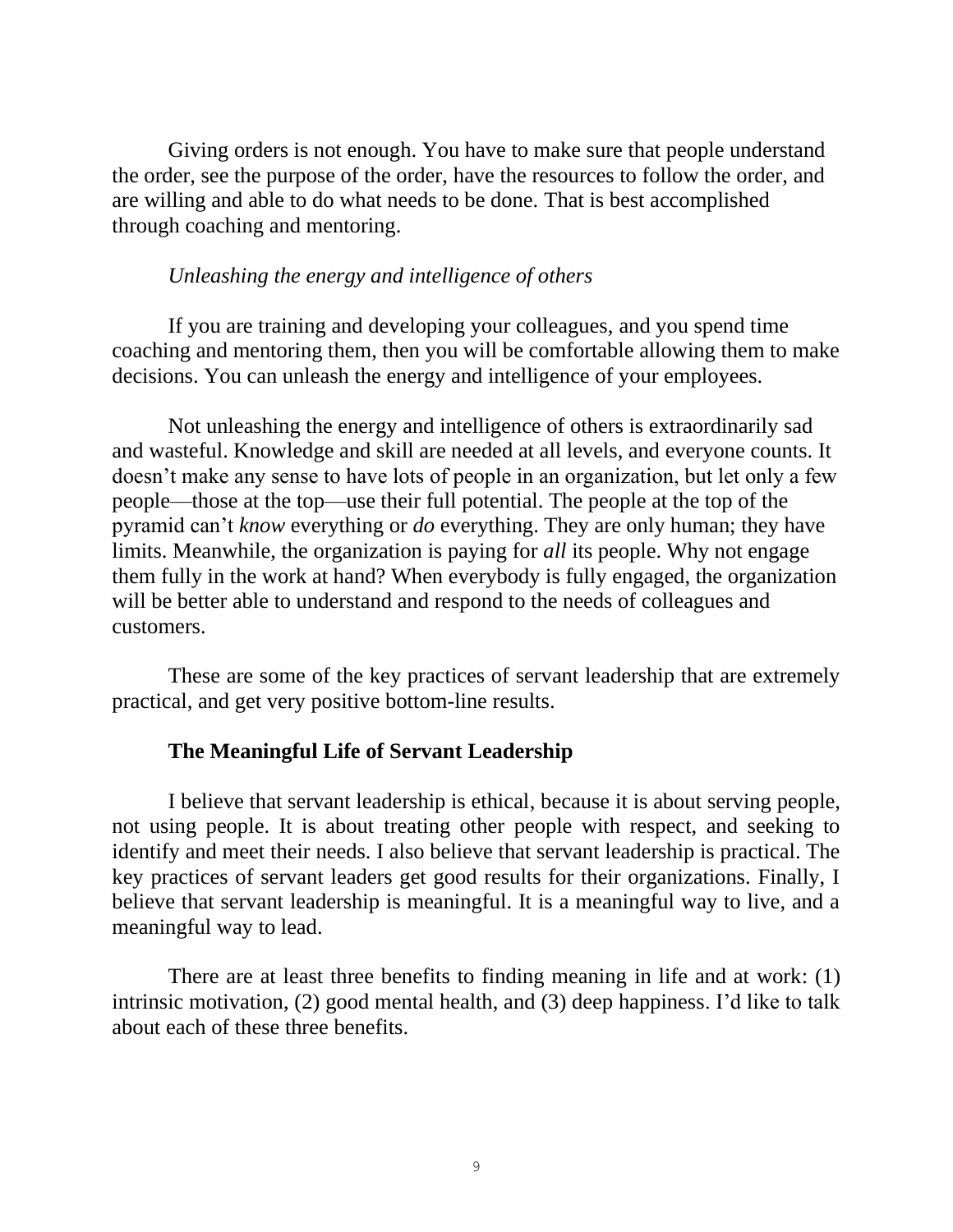Giving orders is not enough. You have to make sure that people understand the order, see the purpose of the order, have the resources to follow the order, and are willing and able to do what needs to be done. That is best accomplished through coaching and mentoring.

*Unleashing the energy and intelligence of others*

If you are training and developing your colleagues, and you spend time coaching and mentoring them, then you will be comfortable allowing them to make decisions. You can unleash the energy and intelligence of your employees.

Not unleashing the energy and intelligence of others is extraordinarily sad and wasteful. Knowledge and skill are needed at all levels, and everyone counts. It doesn't make any sense to have lots of people in an organization, but let only a few people—those at the top—use their full potential. The people at the top of the pyramid can't *know* everything or *do* everything. They are only human; they have limits. Meanwhile, the organization is paying for *all* its people. Why not engage them fully in the work at hand? When everybody is fully engaged, the organization will be better able to understand and respond to the needs of colleagues and customers.

These are some of the key practices of servant leadership that are extremely practical, and get very positive bottom-line results.

## The Meaningful Life of Servant Leadership

I believe that servant leadership is ethical, because it is about serving people, not using people. It is about treating other people with respect, and seeking to identify and meet their needs. I also believe that servant leadership is practical. The key practices of servant leaders get good results for their organizations. Finally, I believe that servant leadership is meaningful. It is a meaningful way to live, and a meaningful way to lead.

There are at least three benefits to finding meaning in life and at work: (1) intrinsic motivation, (2) good mental health, and (3) deep happiness. I'd like to talk about each of these three benefits.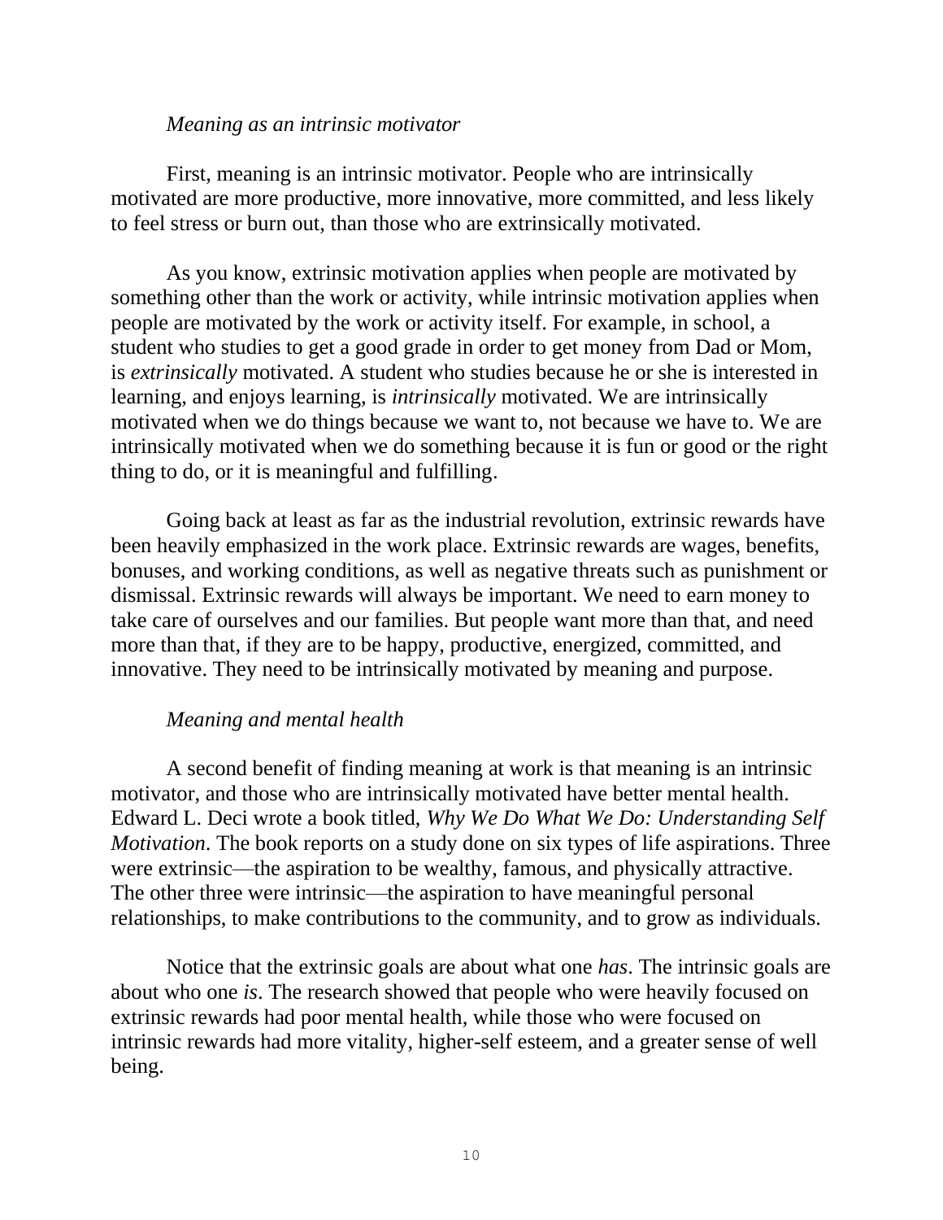*Meaning as an intrinsic motivator*

First, meaning is an intrinsic motivator. People who are intrinsically motivated are more productive, more innovative, more committed, and less likely to feel stress or burn out, than those who are extrinsically motivated.

As you know, extrinsic motivation applies when people are motivated by something other than the work or activity, while intrinsic motivation applies when people are motivated by the work or activity itself. For example, in school, a student who studies to get a good grade in order to get money from Dad or Mom, is *extrinsically* motivated. A student who studies because he or she is interested in learning, and enjoys learning, is *intrinsically* motivated. We are intrinsically motivated when we do things because we want to, not because we have to. We are intrinsically motivated when we do something because it is fun or good or the right thing to do, or it is meaningful and fulfilling.

Going back at least as far as the industrial revolution, extrinsic rewards have been heavily emphasized in the work place. Extrinsic rewards are wages, benefits, bonuses, and working conditions, as well as negative threats such as punishment or dismissal. Extrinsic rewards will always be important. We need to earn money to take care of ourselves and our families. But people want more than that, and need more than that, if they are to be happy, productive, energized, committed, and innovative. They need to be intrinsically motivated by meaning and purpose.

*Meaning and mental health*

A second benefit of finding meaning at work is that meaning is an intrinsic motivator, and those who are intrinsically motivated have better mental health. Edward L. Deci wrote a book titled, *Why We Do What We Do: Understanding Self Motivation*. The book reports on a study done on six types of life aspirations. Three were extrinsic—the aspiration to be wealthy, famous, and physically attractive. The other three were intrinsic—the aspiration to have meaningful personal relationships, to make contributions to the community, and to grow as individuals.

Notice that the extrinsic goals are about what one *has*. The intrinsic goals are about who one *is*. The research showed that people who were heavily focused on extrinsic rewards had poor mental health, while those who were focused on intrinsic rewards had more vitality, higher-self esteem, and a greater sense of well being.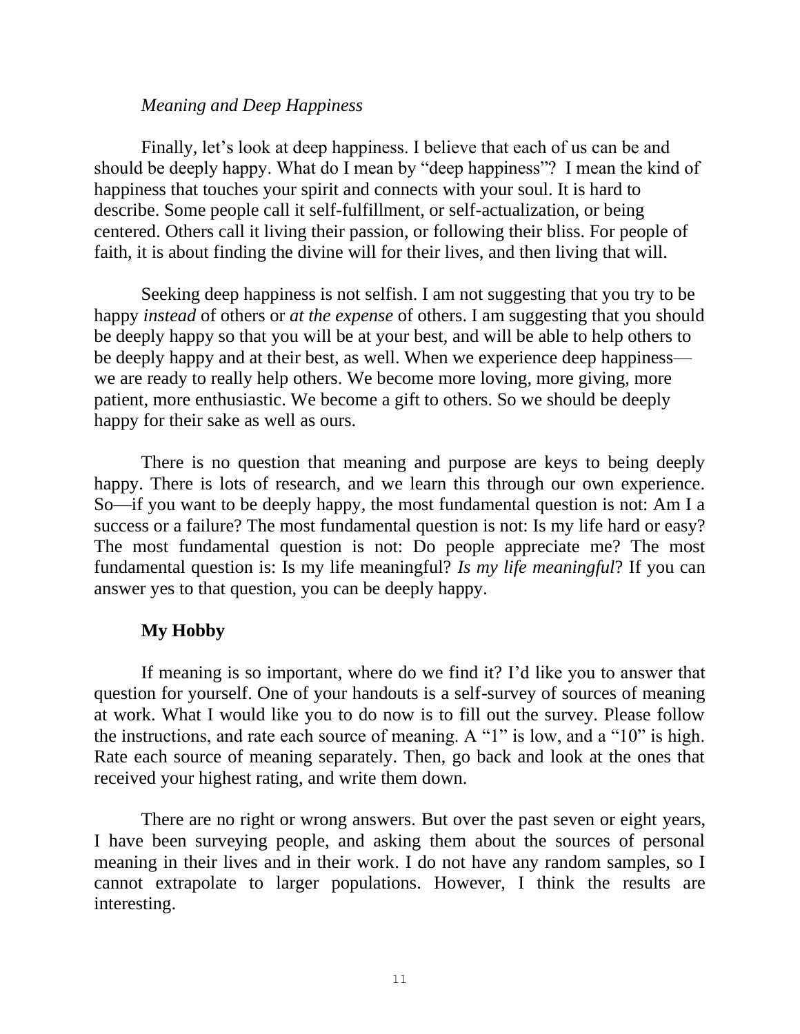*Meaning and Deep Happiness*

Finally, let's look at deep happiness. I believe that each of us can be and should be deeply happy. What do I mean by "deep happiness"? I mean the kind of happiness that touches your spirit and connects with your soul. It is hard to describe. Some people call it self-fulfillment, or self-actualization, or being centered. Others call it living their passion, or following their bliss. For people of faith, it is about finding the divine will for their lives, and then living that will.

Seeking deep happiness is not selfish. I am not suggesting that you try to be happy *instead* of others or *at the expense* of others. I am suggesting that you should be deeply happy so that you will be at your best, and will be able to help others to be deeply happy and at their best, as well. When we experience deep happiness—we are ready to really help others. We become more loving, more giving, more patient, more enthusiastic. We become a gift to others. So we should be deeply happy for their sake as well as ours.

There is no question that meaning and purpose are keys to being deeply happy. There is lots of research, and we learn this through our own experience. So—if you want to be deeply happy, the most fundamental question is not: Am I a success or a failure? The most fundamental question is not: Is my life hard or easy? The most fundamental question is not: Do people appreciate me? The most fundamental question is: Is my life meaningful? *Is my life meaningful*? If you can answer yes to that question, you can be deeply happy.

**My Hobby**

If meaning is so important, where do we find it? I'd like you to answer that question for yourself. One of your handouts is a self-survey of sources of meaning at work. What I would like you to do now is to fill out the survey. Please follow the instructions, and rate each source of meaning. A "1" is low, and a "10" is high. Rate each source of meaning separately. Then, go back and look at the ones that received your highest rating, and write them down.

There are no right or wrong answers. But over the past seven or eight years, I have been surveying people, and asking them about the sources of personal meaning in their lives and in their work. I do not have any random samples, so I cannot extrapolate to larger populations. However, I think the results are interesting.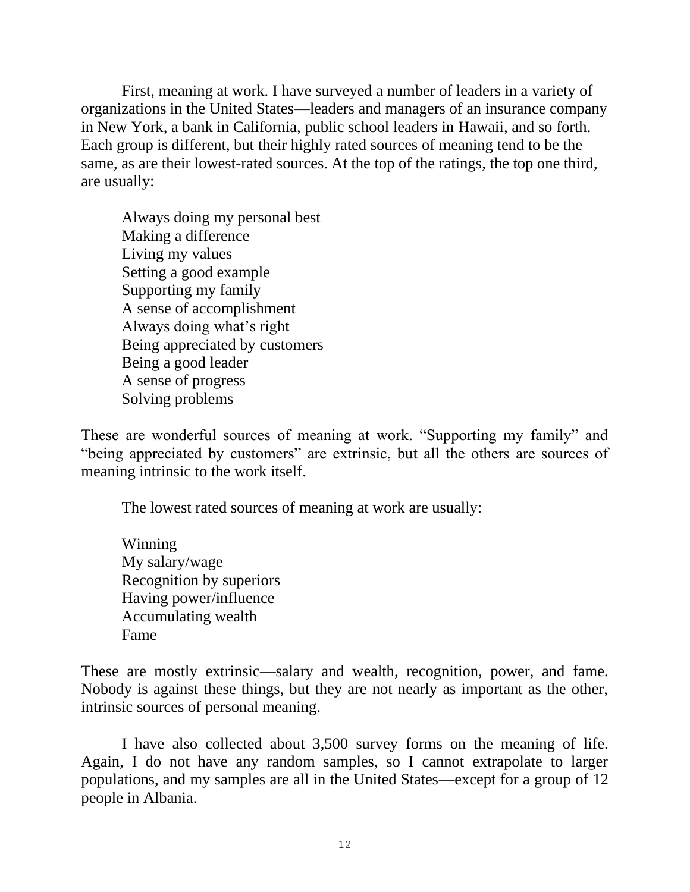First, meaning at work. I have surveyed a number of leaders in a variety of organizations in the United States—leaders and managers of an insurance company in New York, a bank in California, public school leaders in Hawaii, and so forth. Each group is different, but their highly rated sources of meaning tend to be the same, as are their lowest-rated sources. At the top of the ratings, the top one third, are usually:

Always doing my personal best
Making a difference
Living my values
Setting a good example
Supporting my family
A sense of accomplishment
Always doing what's right
Being appreciated by customers
Being a good leader
A sense of progress
Solving problems

These are wonderful sources of meaning at work. "Supporting my family" and "being appreciated by customers" are extrinsic, but all the others are sources of meaning intrinsic to the work itself.

The lowest rated sources of meaning at work are usually:

Winning
My salary/wage
Recognition by superiors
Having power/influence
Accumulating wealth
Fame

These are mostly extrinsic—salary and wealth, recognition, power, and fame. Nobody is against these things, but they are not nearly as important as the other, intrinsic sources of personal meaning.

I have also collected about 3,500 survey forms on the meaning of life. Again, I do not have any random samples, so I cannot extrapolate to larger populations, and my samples are all in the United States—except for a group of 12 people in Albania.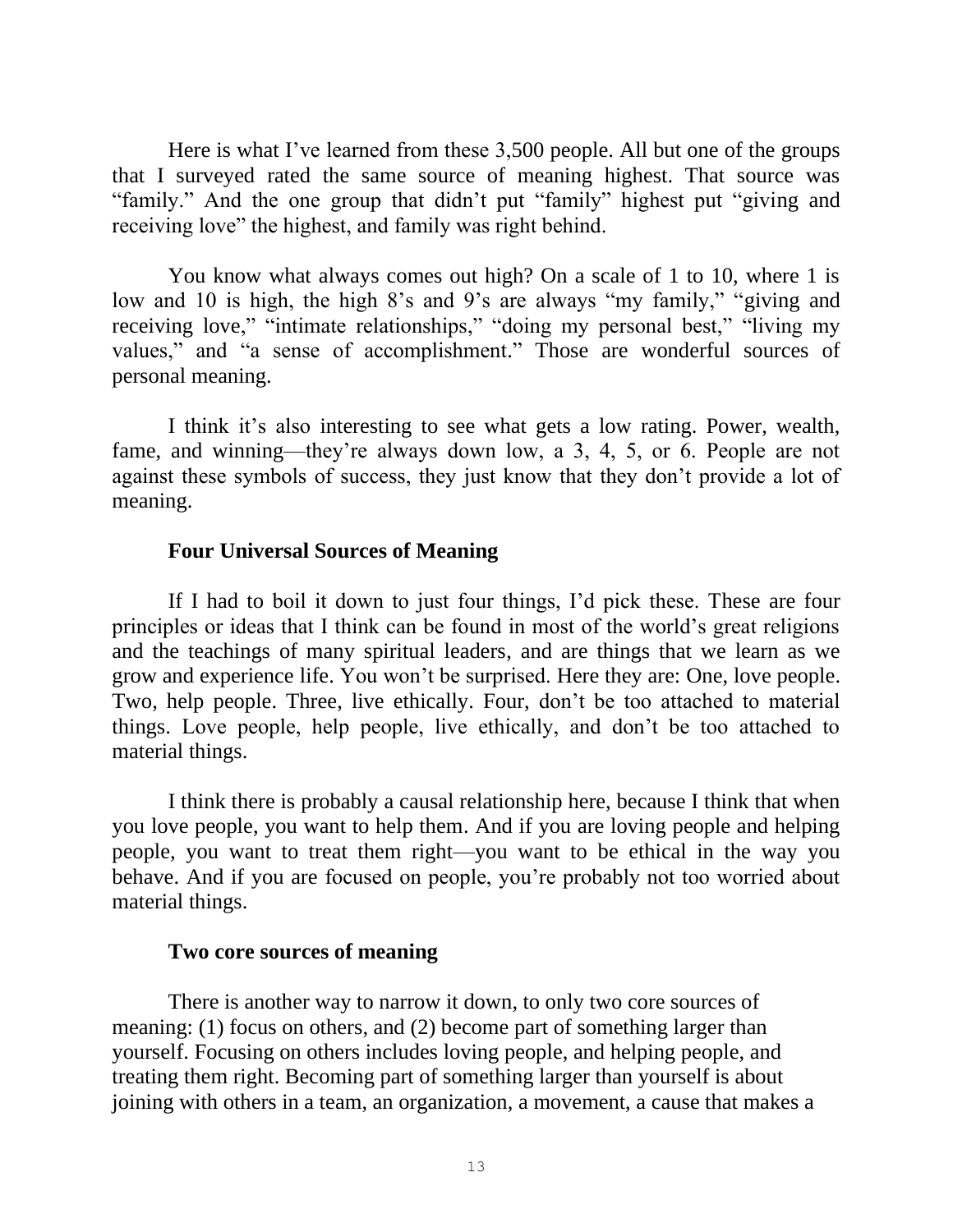Here is what I've learned from these 3,500 people. All but one of the groups that I surveyed rated the same source of meaning highest. That source was "family." And the one group that didn't put "family" highest put "giving and receiving love" the highest, and family was right behind.

You know what always comes out high? On a scale of 1 to 10, where 1 is low and 10 is high, the high 8's and 9's are always "my family," "giving and receiving love," "intimate relationships," "doing my personal best," "living my values," and "a sense of accomplishment." Those are wonderful sources of personal meaning.

I think it's also interesting to see what gets a low rating. Power, wealth, fame, and winning—they're always down low, a 3, 4, 5, or 6. People are not against these symbols of success, they just know that they don't provide a lot of meaning.

### Four Universal Sources of Meaning

If I had to boil it down to just four things, I'd pick these. These are four principles or ideas that I think can be found in most of the world's great religions and the teachings of many spiritual leaders, and are things that we learn as we grow and experience life. You won't be surprised. Here they are: One, love people. Two, help people. Three, live ethically. Four, don't be too attached to material things. Love people, help people, live ethically, and don't be too attached to material things.

I think there is probably a causal relationship here, because I think that when you love people, you want to help them. And if you are loving people and helping people, you want to treat them right—you want to be ethical in the way you behave. And if you are focused on people, you're probably not too worried about material things.

### Two core sources of meaning

There is another way to narrow it down, to only two core sources of meaning: (1) focus on others, and (2) become part of something larger than yourself. Focusing on others includes loving people, and helping people, and treating them right. Becoming part of something larger than yourself is about joining with others in a team, an organization, a movement, a cause that makes a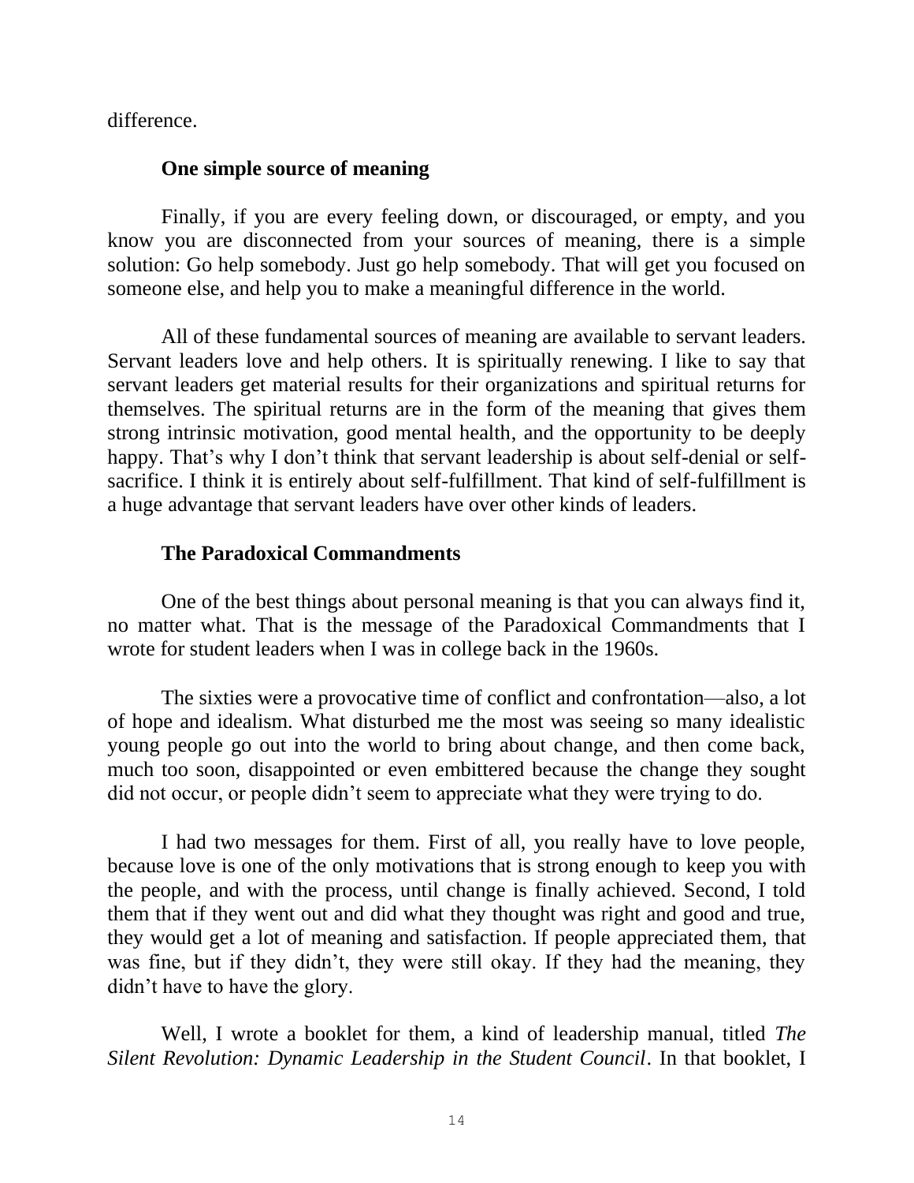difference.

**One simple source of meaning**

Finally, if you are every feeling down, or discouraged, or empty, and you know you are disconnected from your sources of meaning, there is a simple solution: Go help somebody. Just go help somebody. That will get you focused on someone else, and help you to make a meaningful difference in the world.

All of these fundamental sources of meaning are available to servant leaders. Servant leaders love and help others. It is spiritually renewing. I like to say that servant leaders get material results for their organizations and spiritual returns for themselves. The spiritual returns are in the form of the meaning that gives them strong intrinsic motivation, good mental health, and the opportunity to be deeply happy. That's why I don't think that servant leadership is about self-denial or self-sacrifice. I think it is entirely about self-fulfillment. That kind of self-fulfillment is a huge advantage that servant leaders have over other kinds of leaders.

**The Paradoxical Commandments**

One of the best things about personal meaning is that you can always find it, no matter what. That is the message of the Paradoxical Commandments that I wrote for student leaders when I was in college back in the 1960s.

The sixties were a provocative time of conflict and confrontation—also, a lot of hope and idealism. What disturbed me the most was seeing so many idealistic young people go out into the world to bring about change, and then come back, much too soon, disappointed or even embittered because the change they sought did not occur, or people didn't seem to appreciate what they were trying to do.

I had two messages for them. First of all, you really have to love people, because love is one of the only motivations that is strong enough to keep you with the people, and with the process, until change is finally achieved. Second, I told them that if they went out and did what they thought was right and good and true, they would get a lot of meaning and satisfaction. If people appreciated them, that was fine, but if they didn't, they were still okay. If they had the meaning, they didn't have to have the glory.

Well, I wrote a booklet for them, a kind of leadership manual, titled *The Silent Revolution: Dynamic Leadership in the Student Council*. In that booklet, I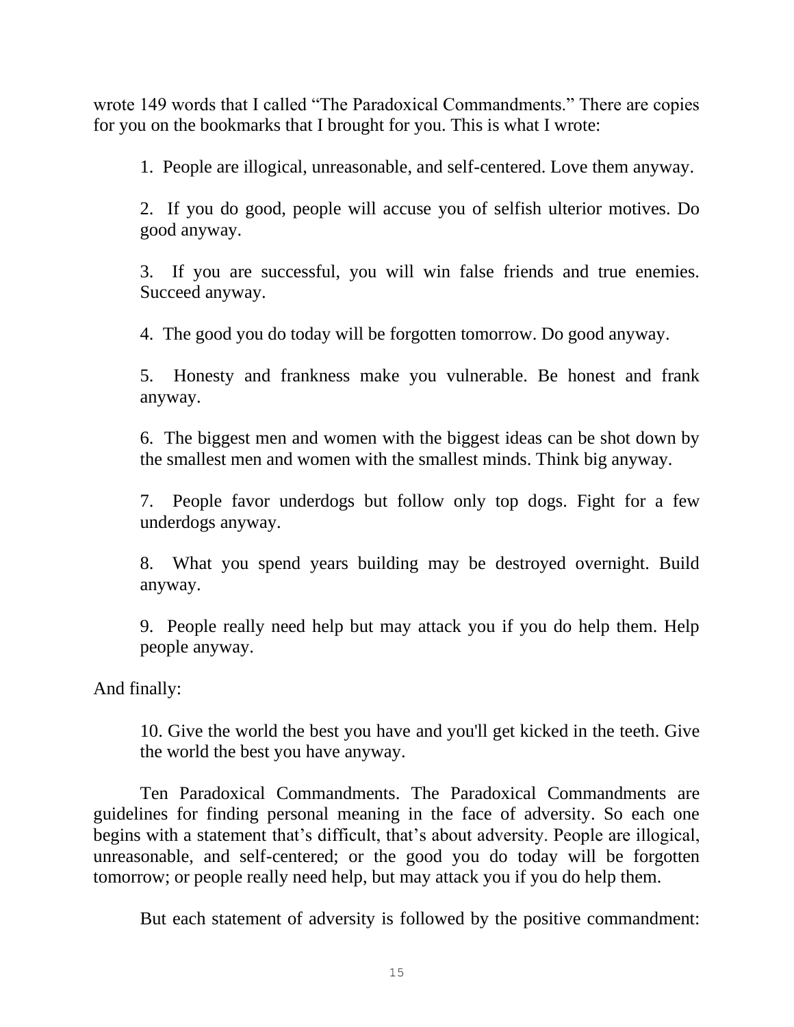wrote 149 words that I called "The Paradoxical Commandments." There are copies for you on the bookmarks that I brought for you. This is what I wrote:

> 1. People are illogical, unreasonable, and self-centered. Love them anyway.
>
> 2. If you do good, people will accuse you of selfish ulterior motives. Do good anyway.
>
> 3. If you are successful, you will win false friends and true enemies. Succeed anyway.
>
> 4. The good you do today will be forgotten tomorrow. Do good anyway.
>
> 5. Honesty and frankness make you vulnerable. Be honest and frank anyway.
>
> 6. The biggest men and women with the biggest ideas can be shot down by the smallest men and women with the smallest minds. Think big anyway.
>
> 7. People favor underdogs but follow only top dogs. Fight for a few underdogs anyway.
>
> 8. What you spend years building may be destroyed overnight. Build anyway.
>
> 9. People really need help but may attack you if you do help them. Help people anyway.

And finally:

> 10. Give the world the best you have and you'll get kicked in the teeth. Give the world the best you have anyway.

Ten Paradoxical Commandments. The Paradoxical Commandments are guidelines for finding personal meaning in the face of adversity. So each one begins with a statement that's difficult, that's about adversity. People are illogical, unreasonable, and self-centered; or the good you do today will be forgotten tomorrow; or people really need help, but may attack you if you do help them.

But each statement of adversity is followed by the positive commandment: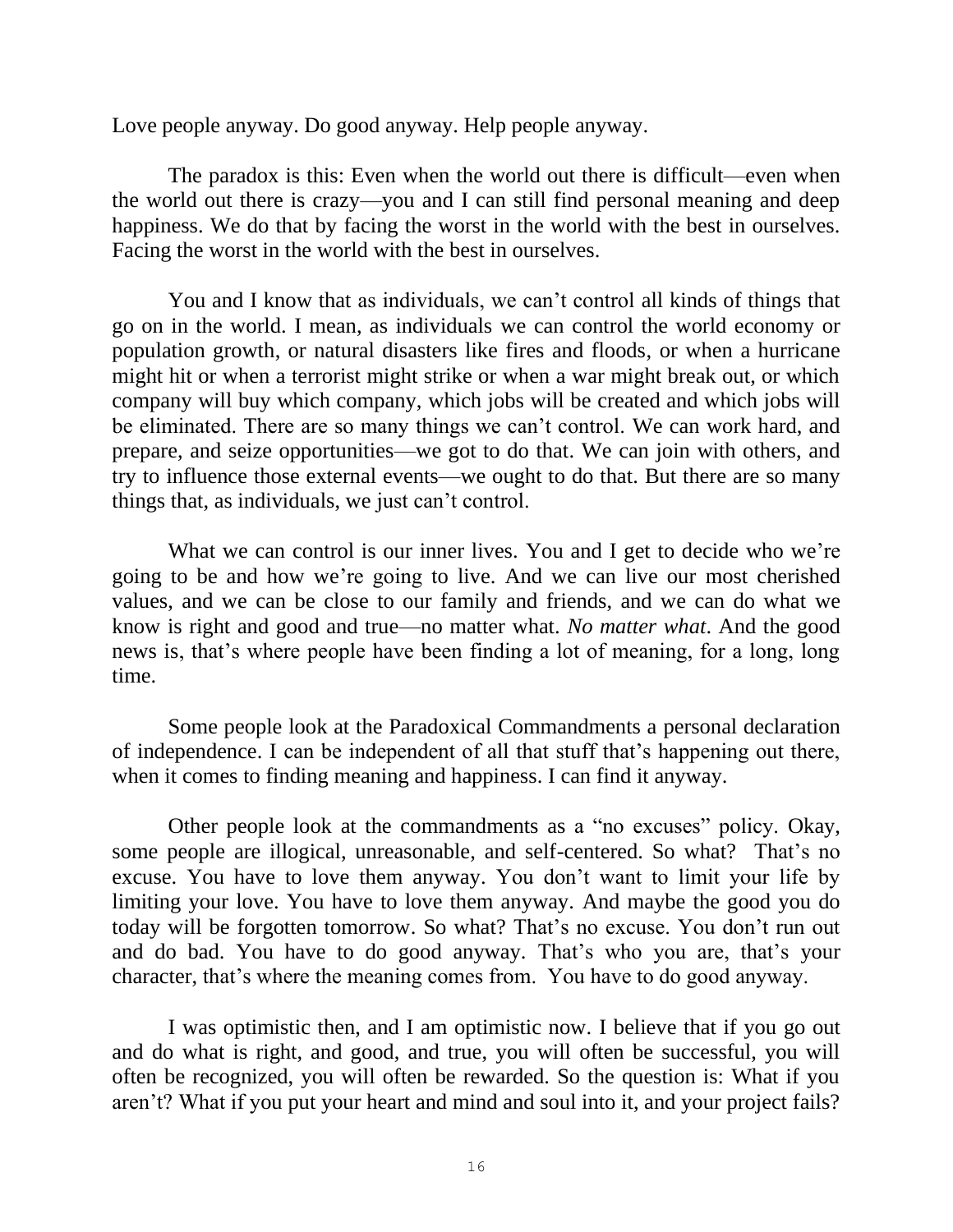Love people anyway. Do good anyway. Help people anyway.

The paradox is this: Even when the world out there is difficult—even when the world out there is crazy—you and I can still find personal meaning and deep happiness. We do that by facing the worst in the world with the best in ourselves. Facing the worst in the world with the best in ourselves.

You and I know that as individuals, we can't control all kinds of things that go on in the world. I mean, as individuals we can control the world economy or population growth, or natural disasters like fires and floods, or when a hurricane might hit or when a terrorist might strike or when a war might break out, or which company will buy which company, which jobs will be created and which jobs will be eliminated. There are so many things we can't control. We can work hard, and prepare, and seize opportunities—we got to do that. We can join with others, and try to influence those external events—we ought to do that. But there are so many things that, as individuals, we just can't control.

What we can control is our inner lives. You and I get to decide who we're going to be and how we're going to live. And we can live our most cherished values, and we can be close to our family and friends, and we can do what we know is right and good and true—no matter what. *No matter what*. And the good news is, that's where people have been finding a lot of meaning, for a long, long time.

Some people look at the Paradoxical Commandments a personal declaration of independence. I can be independent of all that stuff that's happening out there, when it comes to finding meaning and happiness. I can find it anyway.

Other people look at the commandments as a "no excuses" policy. Okay, some people are illogical, unreasonable, and self-centered. So what? That's no excuse. You have to love them anyway. You don't want to limit your life by limiting your love. You have to love them anyway. And maybe the good you do today will be forgotten tomorrow. So what? That's no excuse. You don't run out and do bad. You have to do good anyway. That's who you are, that's your character, that's where the meaning comes from. You have to do good anyway.

I was optimistic then, and I am optimistic now. I believe that if you go out and do what is right, and good, and true, you will often be successful, you will often be recognized, you will often be rewarded. So the question is: What if you aren't? What if you put your heart and mind and soul into it, and your project fails?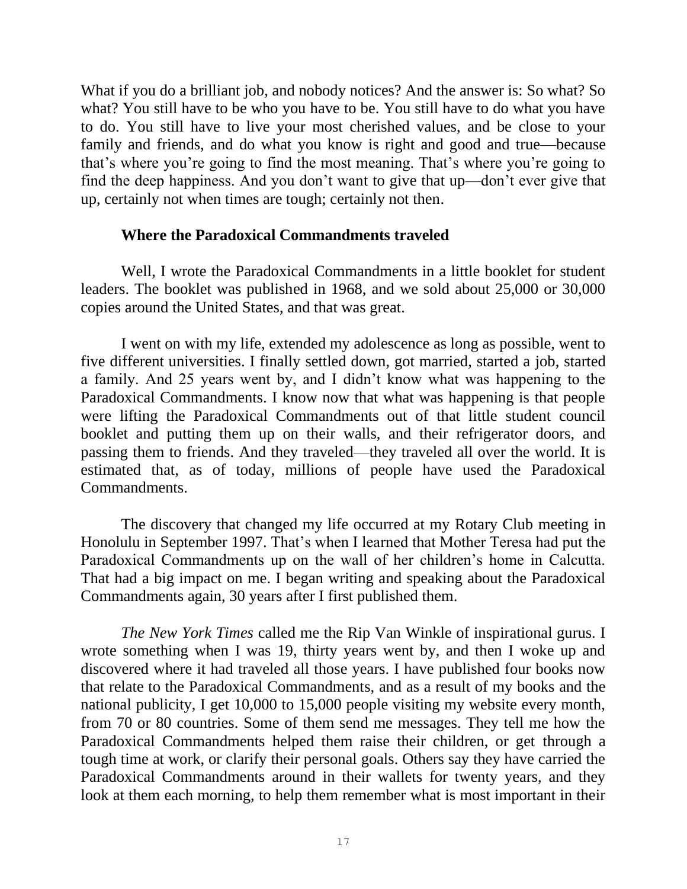What if you do a brilliant job, and nobody notices? And the answer is: So what? So what? You still have to be who you have to be. You still have to do what you have to do. You still have to live your most cherished values, and be close to your family and friends, and do what you know is right and good and true—because that's where you're going to find the most meaning. That's where you're going to find the deep happiness. And you don't want to give that up—don't ever give that up, certainly not when times are tough; certainly not then.

### Where the Paradoxical Commandments traveled

Well, I wrote the Paradoxical Commandments in a little booklet for student leaders. The booklet was published in 1968, and we sold about 25,000 or 30,000 copies around the United States, and that was great.

I went on with my life, extended my adolescence as long as possible, went to five different universities. I finally settled down, got married, started a job, started a family. And 25 years went by, and I didn't know what was happening to the Paradoxical Commandments. I know now that what was happening is that people were lifting the Paradoxical Commandments out of that little student council booklet and putting them up on their walls, and their refrigerator doors, and passing them to friends. And they traveled—they traveled all over the world. It is estimated that, as of today, millions of people have used the Paradoxical Commandments.

The discovery that changed my life occurred at my Rotary Club meeting in Honolulu in September 1997. That's when I learned that Mother Teresa had put the Paradoxical Commandments up on the wall of her children's home in Calcutta. That had a big impact on me. I began writing and speaking about the Paradoxical Commandments again, 30 years after I first published them.

*The New York Times* called me the Rip Van Winkle of inspirational gurus. I wrote something when I was 19, thirty years went by, and then I woke up and discovered where it had traveled all those years. I have published four books now that relate to the Paradoxical Commandments, and as a result of my books and the national publicity, I get 10,000 to 15,000 people visiting my website every month, from 70 or 80 countries. Some of them send me messages. They tell me how the Paradoxical Commandments helped them raise their children, or get through a tough time at work, or clarify their personal goals. Others say they have carried the Paradoxical Commandments around in their wallets for twenty years, and they look at them each morning, to help them remember what is most important in their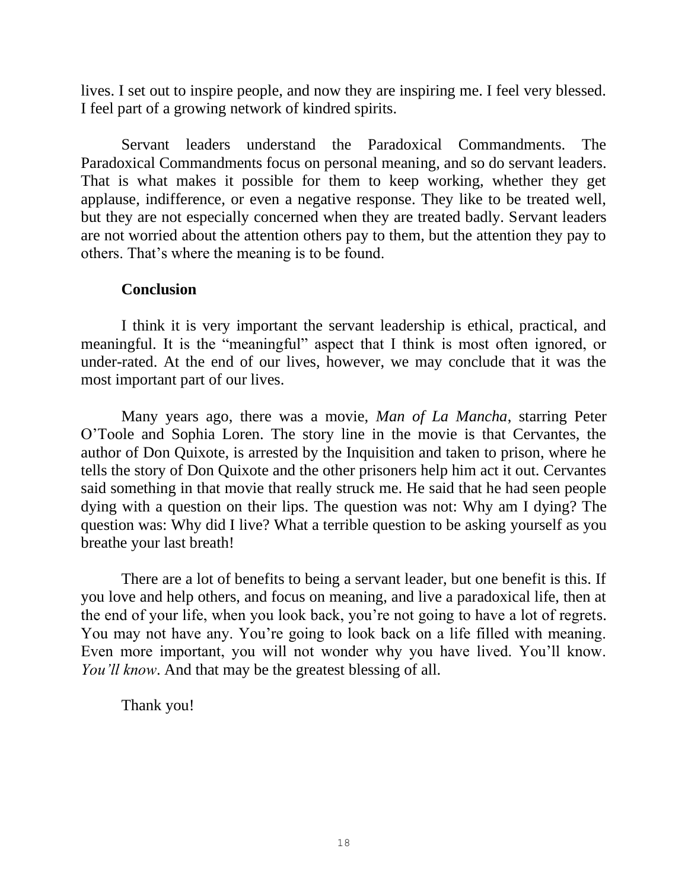lives. I set out to inspire people, and now they are inspiring me. I feel very blessed. I feel part of a growing network of kindred spirits.

Servant leaders understand the Paradoxical Commandments. The Paradoxical Commandments focus on personal meaning, and so do servant leaders. That is what makes it possible for them to keep working, whether they get applause, indifference, or even a negative response. They like to be treated well, but they are not especially concerned when they are treated badly. Servant leaders are not worried about the attention others pay to them, but the attention they pay to others. That's where the meaning is to be found.

**Conclusion**

I think it is very important the servant leadership is ethical, practical, and meaningful. It is the "meaningful" aspect that I think is most often ignored, or under-rated. At the end of our lives, however, we may conclude that it was the most important part of our lives.

Many years ago, there was a movie, *Man of La Mancha*, starring Peter O'Toole and Sophia Loren. The story line in the movie is that Cervantes, the author of Don Quixote, is arrested by the Inquisition and taken to prison, where he tells the story of Don Quixote and the other prisoners help him act it out. Cervantes said something in that movie that really struck me. He said that he had seen people dying with a question on their lips. The question was not: Why am I dying? The question was: Why did I live? What a terrible question to be asking yourself as you breathe your last breath!

There are a lot of benefits to being a servant leader, but one benefit is this. If you love and help others, and focus on meaning, and live a paradoxical life, then at the end of your life, when you look back, you're not going to have a lot of regrets. You may not have any. You're going to look back on a life filled with meaning. Even more important, you will not wonder why you have lived. You'll know. *You'll know*. And that may be the greatest blessing of all.

Thank you!